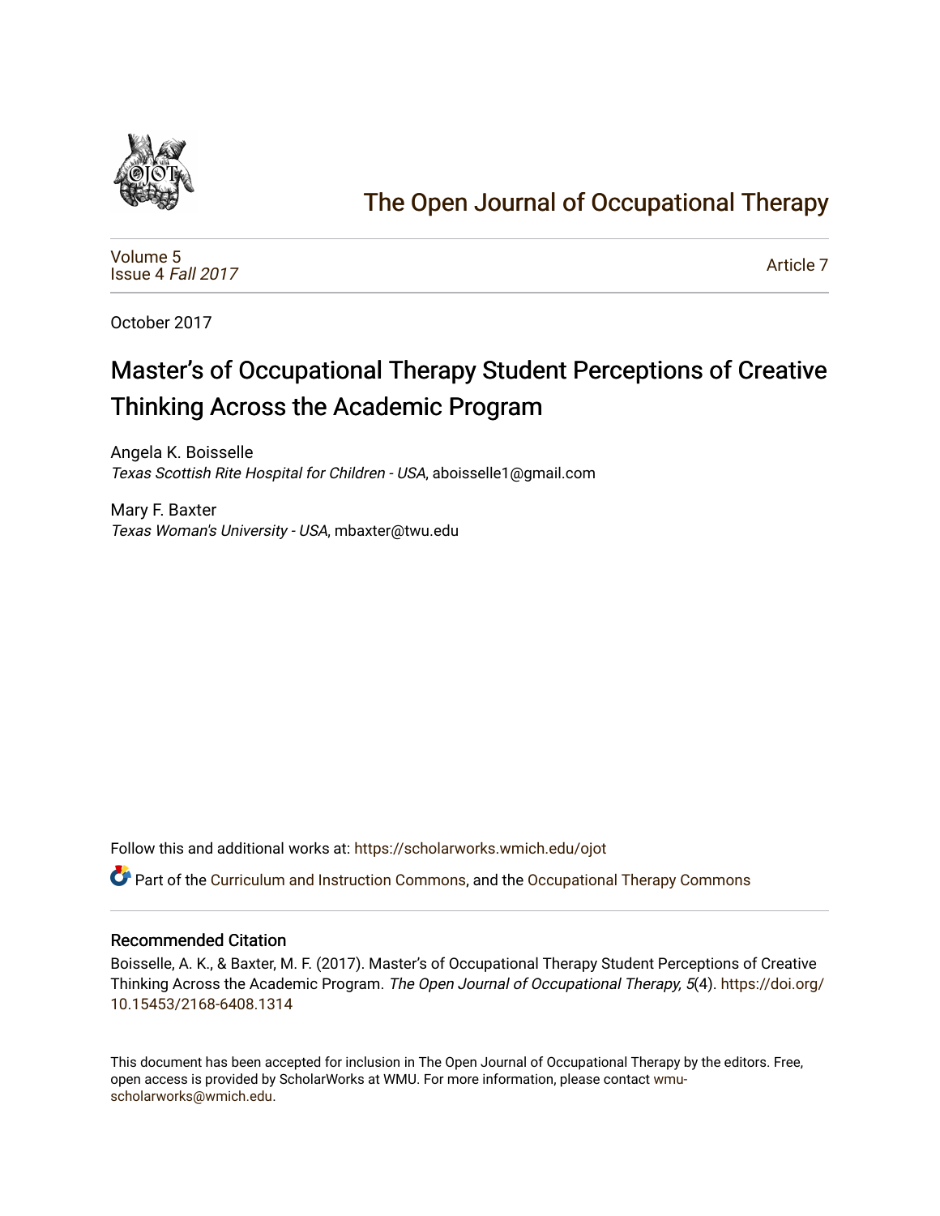# The Open Journal of Occupational Therapy

Volume 5
Issue 4 *Fall 2017*

Article 7

October 2017

# Master's of Occupational Therapy Student Perceptions of Creative Thinking Across the Academic Program

Angela K. Boisselle
*Texas Scottish Rite Hospital for Children - USA*, aboisselle1@gmail.com

Mary F. Baxter
*Texas Woman's University - USA*, mbaxter@twu.edu

Follow this and additional works at: https://scholarworks.wmich.edu/ojot

Part of the Curriculum and Instruction Commons, and the Occupational Therapy Commons

## Recommended Citation

Boisselle, A. K., & Baxter, M. F. (2017). Master's of Occupational Therapy Student Perceptions of Creative Thinking Across the Academic Program. *The Open Journal of Occupational Therapy, 5*(4). https://doi.org/10.15453/2168-6408.1314

This document has been accepted for inclusion in The Open Journal of Occupational Therapy by the editors. Free, open access is provided by ScholarWorks at WMU. For more information, please contact wmu-scholarworks@wmich.edu.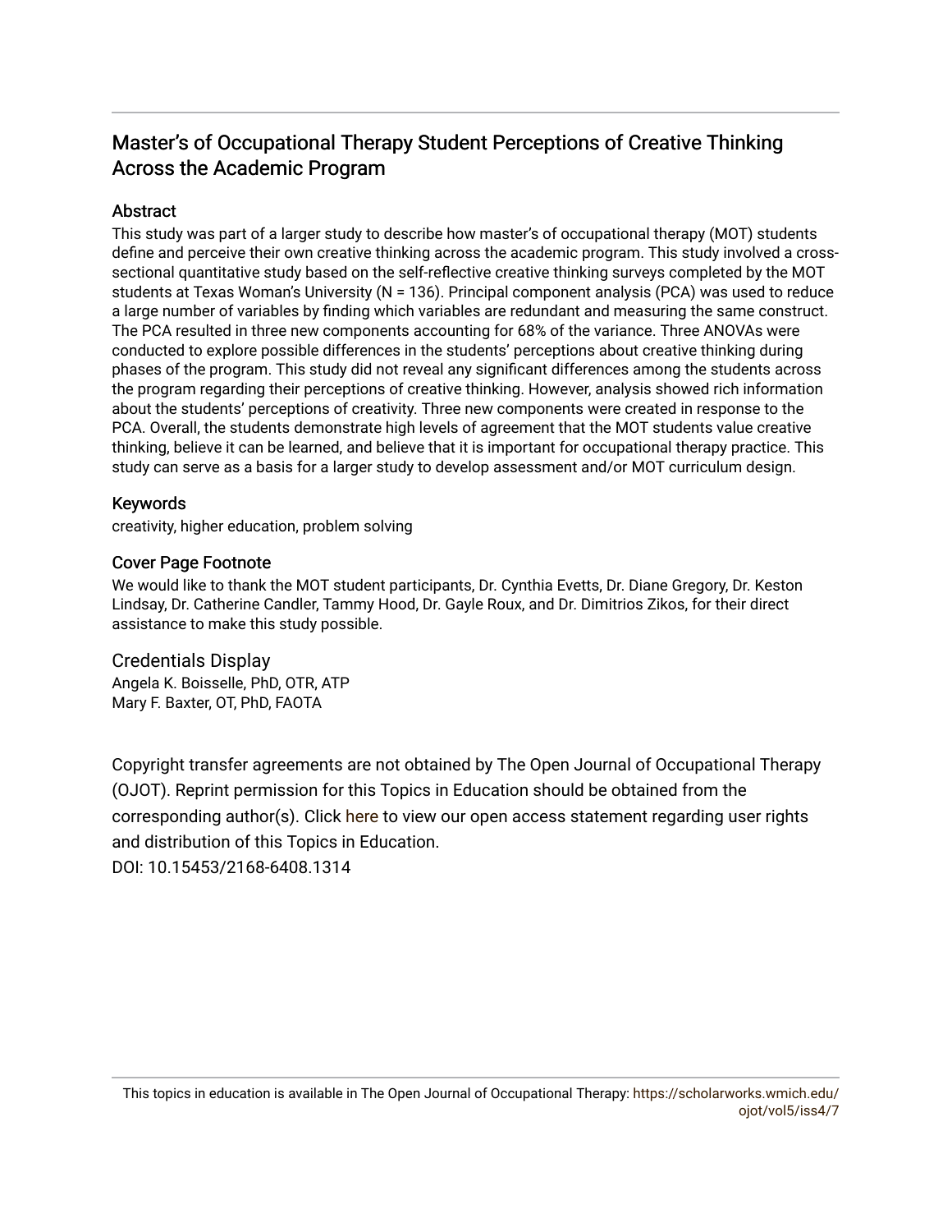# Master's of Occupational Therapy Student Perceptions of Creative Thinking Across the Academic Program

## Abstract

This study was part of a larger study to describe how master's of occupational therapy (MOT) students define and perceive their own creative thinking across the academic program. This study involved a cross-sectional quantitative study based on the self-reflective creative thinking surveys completed by the MOT students at Texas Woman's University (N = 136). Principal component analysis (PCA) was used to reduce a large number of variables by finding which variables are redundant and measuring the same construct. The PCA resulted in three new components accounting for 68% of the variance. Three ANOVAs were conducted to explore possible differences in the students' perceptions about creative thinking during phases of the program. This study did not reveal any significant differences among the students across the program regarding their perceptions of creative thinking. However, analysis showed rich information about the students' perceptions of creativity. Three new components were created in response to the PCA. Overall, the students demonstrate high levels of agreement that the MOT students value creative thinking, believe it can be learned, and believe that it is important for occupational therapy practice. This study can serve as a basis for a larger study to develop assessment and/or MOT curriculum design.

## Keywords

creativity, higher education, problem solving

## Cover Page Footnote

We would like to thank the MOT student participants, Dr. Cynthia Evetts, Dr. Diane Gregory, Dr. Keston Lindsay, Dr. Catherine Candler, Tammy Hood, Dr. Gayle Roux, and Dr. Dimitrios Zikos, for their direct assistance to make this study possible.

## Credentials Display

Angela K. Boisselle, PhD, OTR, ATP
Mary F. Baxter, OT, PhD, FAOTA

Copyright transfer agreements are not obtained by The Open Journal of Occupational Therapy (OJOT). Reprint permission for this Topics in Education should be obtained from the corresponding author(s). Click here to view our open access statement regarding user rights and distribution of this Topics in Education.
DOI: 10.15453/2168-6408.1314

This topics in education is available in The Open Journal of Occupational Therapy: https://scholarworks.wmich.edu/ojot/vol5/iss4/7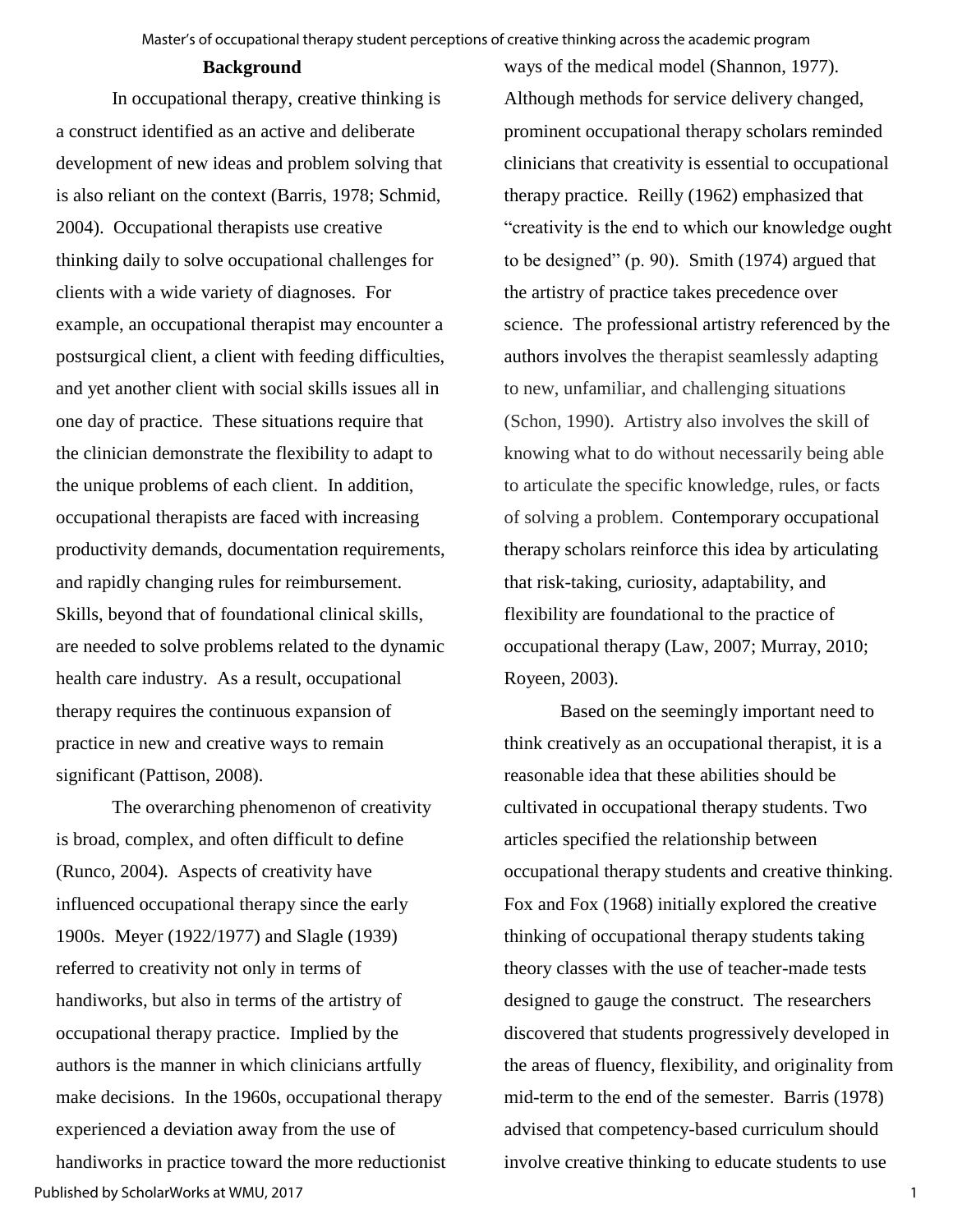## Background

In occupational therapy, creative thinking is a construct identified as an active and deliberate development of new ideas and problem solving that is also reliant on the context (Barris, 1978; Schmid, 2004). Occupational therapists use creative thinking daily to solve occupational challenges for clients with a wide variety of diagnoses. For example, an occupational therapist may encounter a postsurgical client, a client with feeding difficulties, and yet another client with social skills issues all in one day of practice. These situations require that the clinician demonstrate the flexibility to adapt to the unique problems of each client. In addition, occupational therapists are faced with increasing productivity demands, documentation requirements, and rapidly changing rules for reimbursement. Skills, beyond that of foundational clinical skills, are needed to solve problems related to the dynamic health care industry. As a result, occupational therapy requires the continuous expansion of practice in new and creative ways to remain significant (Pattison, 2008).

The overarching phenomenon of creativity is broad, complex, and often difficult to define (Runco, 2004). Aspects of creativity have influenced occupational therapy since the early 1900s. Meyer (1922/1977) and Slagle (1939) referred to creativity not only in terms of handiworks, but also in terms of the artistry of occupational therapy practice. Implied by the authors is the manner in which clinicians artfully make decisions. In the 1960s, occupational therapy experienced a deviation away from the use of handiworks in practice toward the more reductionist ways of the medical model (Shannon, 1977). Although methods for service delivery changed, prominent occupational therapy scholars reminded clinicians that creativity is essential to occupational therapy practice. Reilly (1962) emphasized that "creativity is the end to which our knowledge ought to be designed" (p. 90). Smith (1974) argued that the artistry of practice takes precedence over science. The professional artistry referenced by the authors involves the therapist seamlessly adapting to new, unfamiliar, and challenging situations (Schon, 1990). Artistry also involves the skill of knowing what to do without necessarily being able to articulate the specific knowledge, rules, or facts of solving a problem. Contemporary occupational therapy scholars reinforce this idea by articulating that risk-taking, curiosity, adaptability, and flexibility are foundational to the practice of occupational therapy (Law, 2007; Murray, 2010; Royeen, 2003).

Based on the seemingly important need to think creatively as an occupational therapist, it is a reasonable idea that these abilities should be cultivated in occupational therapy students. Two articles specified the relationship between occupational therapy students and creative thinking. Fox and Fox (1968) initially explored the creative thinking of occupational therapy students taking theory classes with the use of teacher-made tests designed to gauge the construct. The researchers discovered that students progressively developed in the areas of fluency, flexibility, and originality from mid-term to the end of the semester. Barris (1978) advised that competency-based curriculum should involve creative thinking to educate students to use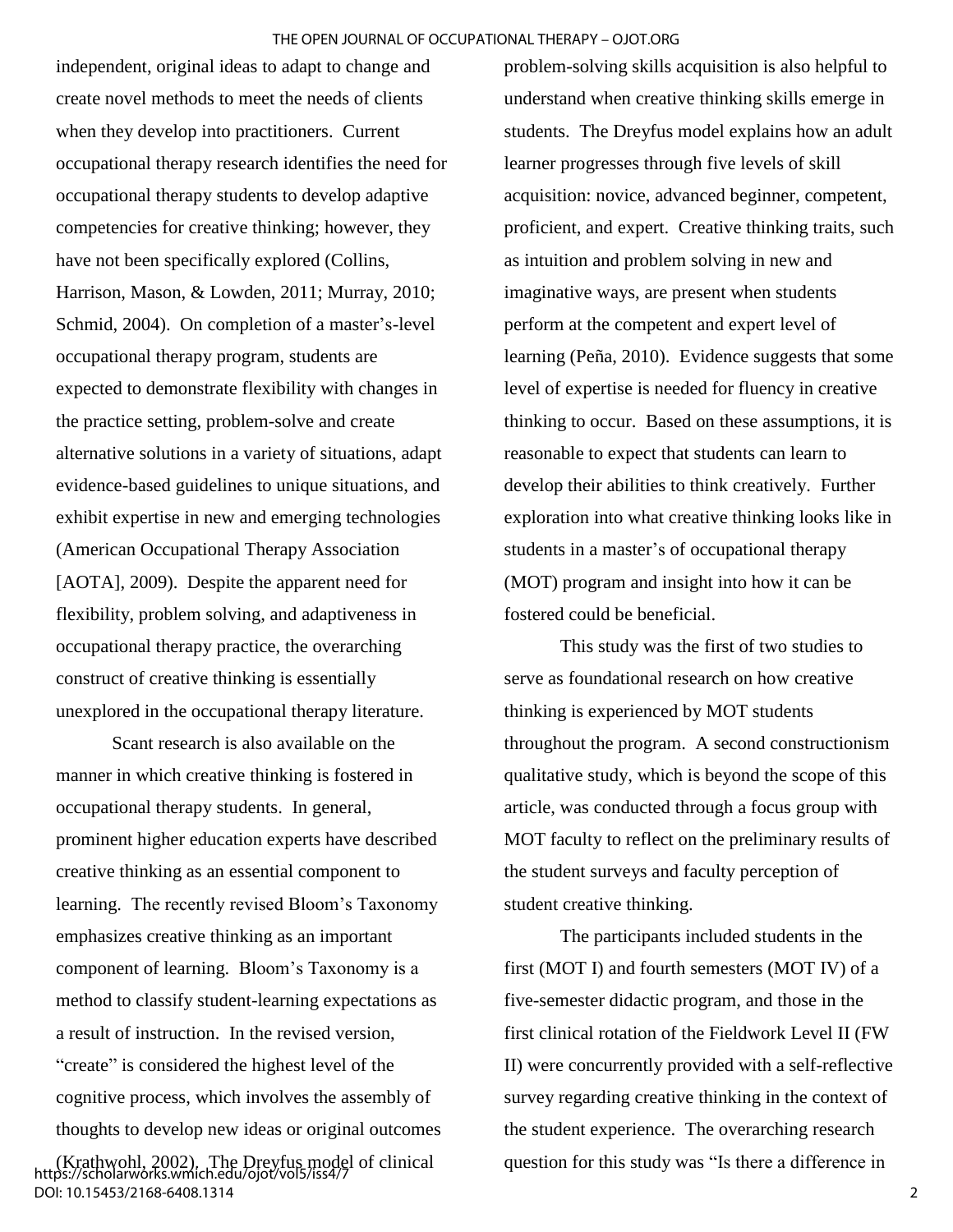independent, original ideas to adapt to change and create novel methods to meet the needs of clients when they develop into practitioners. Current occupational therapy research identifies the need for occupational therapy students to develop adaptive competencies for creative thinking; however, they have not been specifically explored (Collins, Harrison, Mason, & Lowden, 2011; Murray, 2010; Schmid, 2004). On completion of a master's-level occupational therapy program, students are expected to demonstrate flexibility with changes in the practice setting, problem-solve and create alternative solutions in a variety of situations, adapt evidence-based guidelines to unique situations, and exhibit expertise in new and emerging technologies (American Occupational Therapy Association [AOTA], 2009). Despite the apparent need for flexibility, problem solving, and adaptiveness in occupational therapy practice, the overarching construct of creative thinking is essentially unexplored in the occupational therapy literature.

Scant research is also available on the manner in which creative thinking is fostered in occupational therapy students. In general, prominent higher education experts have described creative thinking as an essential component to learning. The recently revised Bloom's Taxonomy emphasizes creative thinking as an important component of learning. Bloom's Taxonomy is a method to classify student-learning expectations as a result of instruction. In the revised version, "create" is considered the highest level of the cognitive process, which involves the assembly of thoughts to develop new ideas or original outcomes (Krathwohl, 2002). The Dreyfus model of clinical problem-solving skills acquisition is also helpful to understand when creative thinking skills emerge in students. The Dreyfus model explains how an adult learner progresses through five levels of skill acquisition: novice, advanced beginner, competent, proficient, and expert. Creative thinking traits, such as intuition and problem solving in new and imaginative ways, are present when students perform at the competent and expert level of learning (Peña, 2010). Evidence suggests that some level of expertise is needed for fluency in creative thinking to occur. Based on these assumptions, it is reasonable to expect that students can learn to develop their abilities to think creatively. Further exploration into what creative thinking looks like in students in a master's of occupational therapy (MOT) program and insight into how it can be fostered could be beneficial.

This study was the first of two studies to serve as foundational research on how creative thinking is experienced by MOT students throughout the program. A second constructionism qualitative study, which is beyond the scope of this article, was conducted through a focus group with MOT faculty to reflect on the preliminary results of the student surveys and faculty perception of student creative thinking.

The participants included students in the first (MOT I) and fourth semesters (MOT IV) of a five-semester didactic program, and those in the first clinical rotation of the Fieldwork Level II (FW II) were concurrently provided with a self-reflective survey regarding creative thinking in the context of the student experience. The overarching research question for this study was "Is there a difference in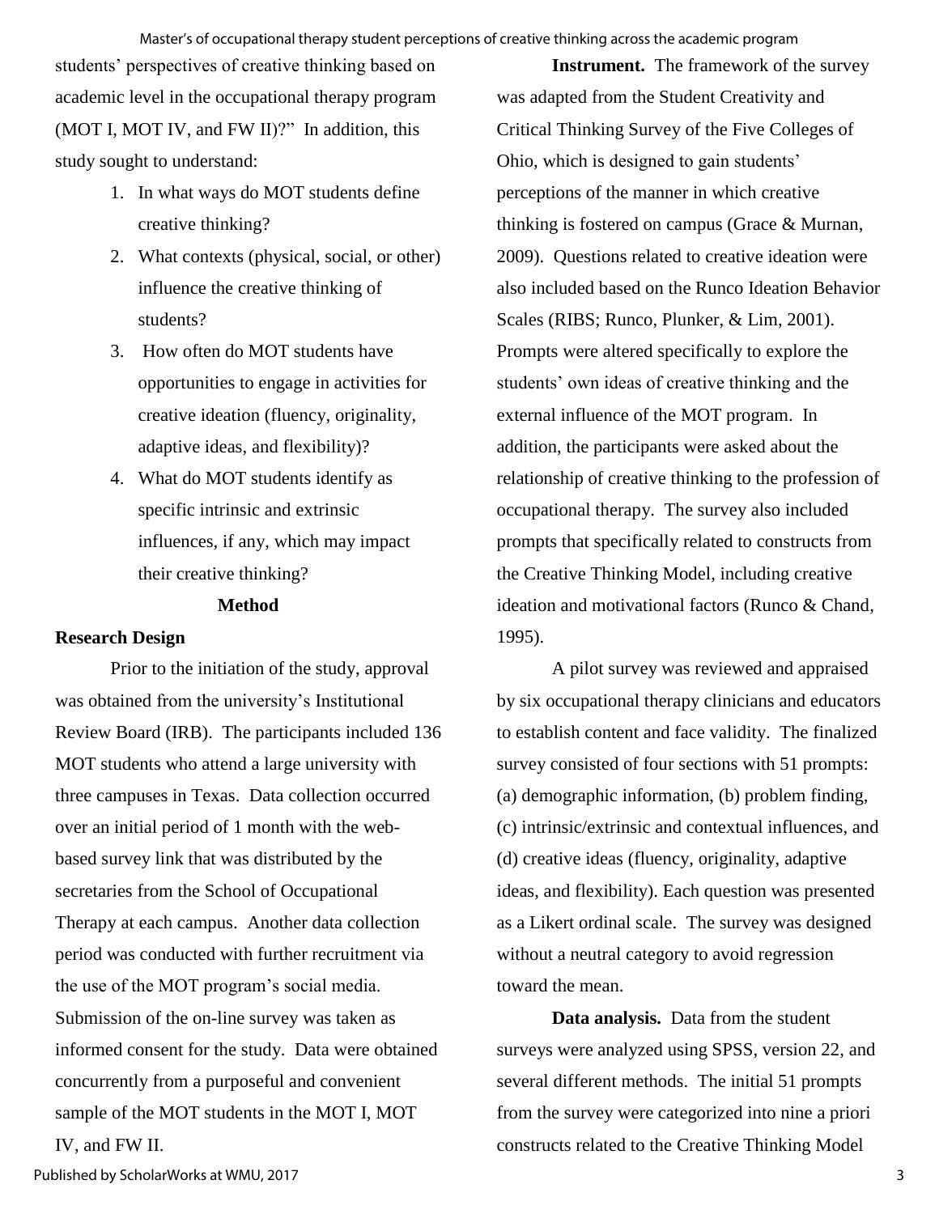students' perspectives of creative thinking based on academic level in the occupational therapy program (MOT I, MOT IV, and FW II)?" In addition, this study sought to understand:

1. In what ways do MOT students define creative thinking?
2. What contexts (physical, social, or other) influence the creative thinking of students?
3. How often do MOT students have opportunities to engage in activities for creative ideation (fluency, originality, adaptive ideas, and flexibility)?
4. What do MOT students identify as specific intrinsic and extrinsic influences, if any, which may impact their creative thinking?

## Method

### Research Design

Prior to the initiation of the study, approval was obtained from the university's Institutional Review Board (IRB). The participants included 136 MOT students who attend a large university with three campuses in Texas. Data collection occurred over an initial period of 1 month with the web-based survey link that was distributed by the secretaries from the School of Occupational Therapy at each campus. Another data collection period was conducted with further recruitment via the use of the MOT program's social media. Submission of the on-line survey was taken as informed consent for the study. Data were obtained concurrently from a purposeful and convenient sample of the MOT students in the MOT I, MOT IV, and FW II.

**Instrument.** The framework of the survey was adapted from the Student Creativity and Critical Thinking Survey of the Five Colleges of Ohio, which is designed to gain students' perceptions of the manner in which creative thinking is fostered on campus (Grace & Murnan, 2009). Questions related to creative ideation were also included based on the Runco Ideation Behavior Scales (RIBS; Runco, Plunker, & Lim, 2001). Prompts were altered specifically to explore the students' own ideas of creative thinking and the external influence of the MOT program. In addition, the participants were asked about the relationship of creative thinking to the profession of occupational therapy. The survey also included prompts that specifically related to constructs from the Creative Thinking Model, including creative ideation and motivational factors (Runco & Chand, 1995).

A pilot survey was reviewed and appraised by six occupational therapy clinicians and educators to establish content and face validity. The finalized survey consisted of four sections with 51 prompts: (a) demographic information, (b) problem finding, (c) intrinsic/extrinsic and contextual influences, and (d) creative ideas (fluency, originality, adaptive ideas, and flexibility). Each question was presented as a Likert ordinal scale. The survey was designed without a neutral category to avoid regression toward the mean.

**Data analysis.** Data from the student surveys were analyzed using SPSS, version 22, and several different methods. The initial 51 prompts from the survey were categorized into nine a priori constructs related to the Creative Thinking Model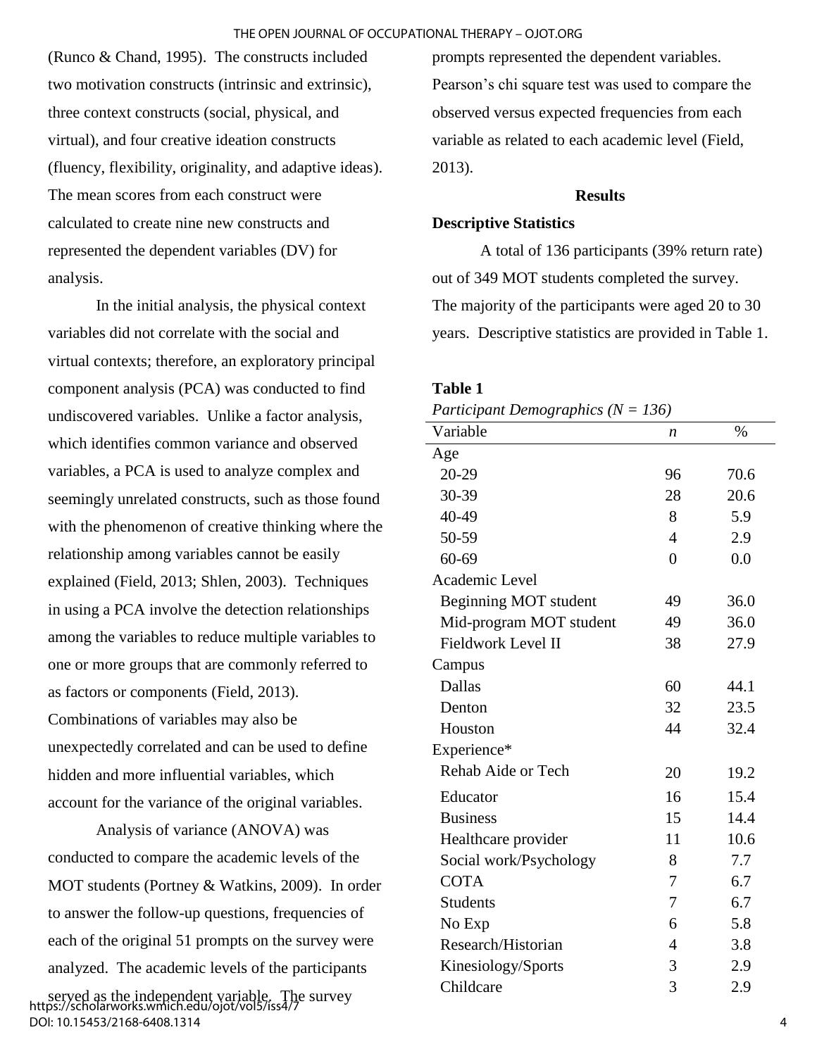(Runco & Chand, 1995). The constructs included two motivation constructs (intrinsic and extrinsic), three context constructs (social, physical, and virtual), and four creative ideation constructs (fluency, flexibility, originality, and adaptive ideas). The mean scores from each construct were calculated to create nine new constructs and represented the dependent variables (DV) for analysis.

In the initial analysis, the physical context variables did not correlate with the social and virtual contexts; therefore, an exploratory principal component analysis (PCA) was conducted to find undiscovered variables. Unlike a factor analysis, which identifies common variance and observed variables, a PCA is used to analyze complex and seemingly unrelated constructs, such as those found with the phenomenon of creative thinking where the relationship among variables cannot be easily explained (Field, 2013; Shlen, 2003). Techniques in using a PCA involve the detection relationships among the variables to reduce multiple variables to one or more groups that are commonly referred to as factors or components (Field, 2013). Combinations of variables may also be unexpectedly correlated and can be used to define hidden and more influential variables, which account for the variance of the original variables.

Analysis of variance (ANOVA) was conducted to compare the academic levels of the MOT students (Portney & Watkins, 2009). In order to answer the follow-up questions, frequencies of each of the original 51 prompts on the survey were analyzed. The academic levels of the participants served as the independent variable. The survey prompts represented the dependent variables. Pearson's chi square test was used to compare the observed versus expected frequencies from each variable as related to each academic level (Field, 2013).

## Results

### Descriptive Statistics

A total of 136 participants (39% return rate) out of 349 MOT students completed the survey. The majority of the participants were aged 20 to 30 years. Descriptive statistics are provided in Table 1.

**Table 1**

*Participant Demographics (N = 136)*

| Variable | *n* | % |
|---|---|---|
| Age | | |
| 20-29 | 96 | 70.6 |
| 30-39 | 28 | 20.6 |
| 40-49 | 8 | 5.9 |
| 50-59 | 4 | 2.9 |
| 60-69 | 0 | 0.0 |
| Academic Level | | |
| Beginning MOT student | 49 | 36.0 |
| Mid-program MOT student | 49 | 36.0 |
| Fieldwork Level II | 38 | 27.9 |
| Campus | | |
| Dallas | 60 | 44.1 |
| Denton | 32 | 23.5 |
| Houston | 44 | 32.4 |
| Experience* | | |
| Rehab Aide or Tech | 20 | 19.2 |
| Educator | 16 | 15.4 |
| Business | 15 | 14.4 |
| Healthcare provider | 11 | 10.6 |
| Social work/Psychology | 8 | 7.7 |
| COTA | 7 | 6.7 |
| Students | 7 | 6.7 |
| No Exp | 6 | 5.8 |
| Research/Historian | 4 | 3.8 |
| Kinesiology/Sports | 3 | 2.9 |
| Childcare | 3 | 2.9 |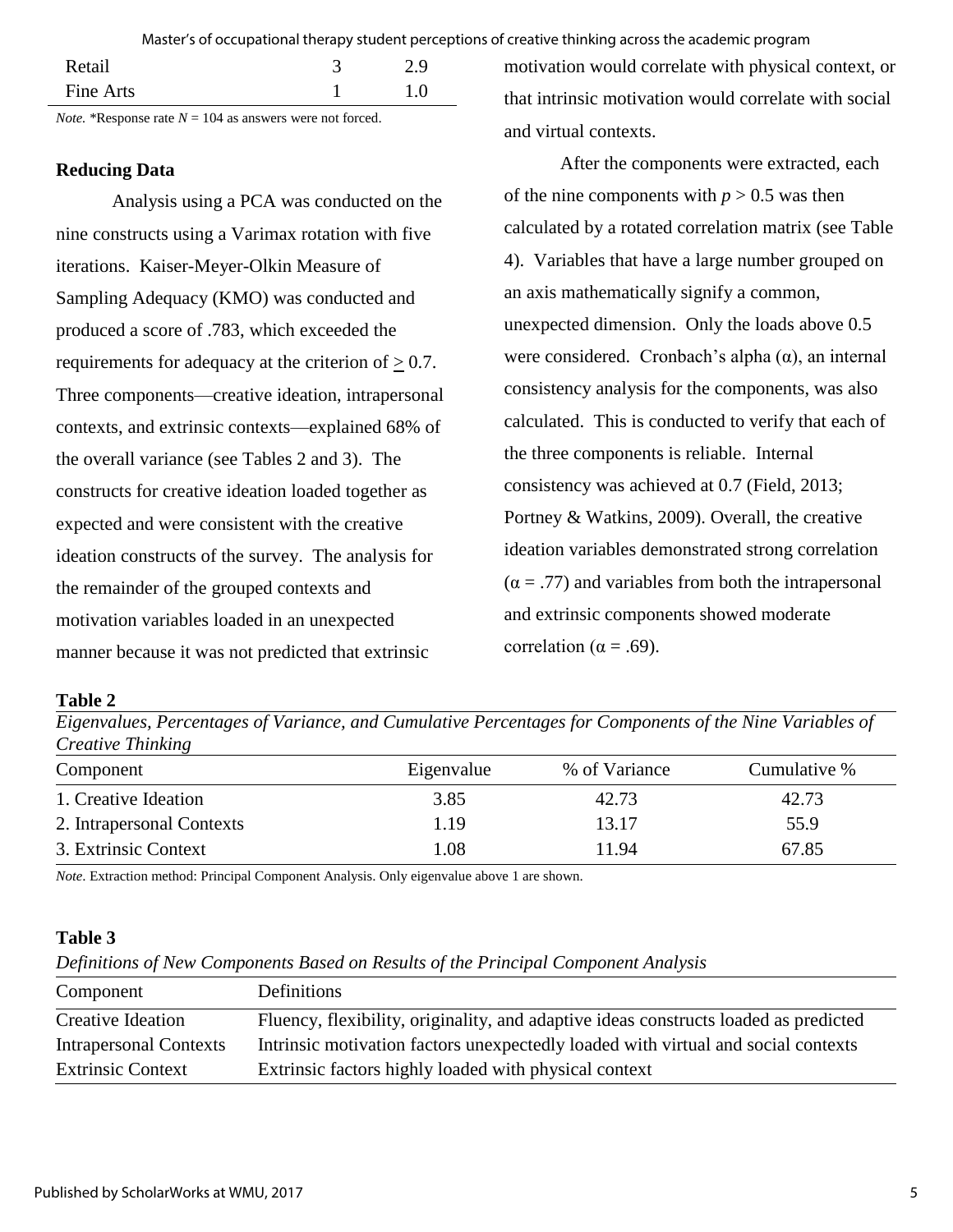| Retail | 3 | 2.9 |
|---|---|---|
| Fine Arts | 1 | 1.0 |

*Note.* *Response rate $N$ = 104 as answers were not forced.

### Reducing Data

Analysis using a PCA was conducted on the nine constructs using a Varimax rotation with five iterations. Kaiser-Meyer-Olkin Measure of Sampling Adequacy (KMO) was conducted and produced a score of .783, which exceeded the requirements for adequacy at the criterion of $\geq 0.7$. Three components—creative ideation, intrapersonal contexts, and extrinsic contexts—explained 68% of the overall variance (see Tables 2 and 3). The constructs for creative ideation loaded together as expected and were consistent with the creative ideation constructs of the survey. The analysis for the remainder of the grouped contexts and motivation variables loaded in an unexpected manner because it was not predicted that extrinsic motivation would correlate with physical context, or that intrinsic motivation would correlate with social and virtual contexts.

After the components were extracted, each of the nine components with $p > 0.5$ was then calculated by a rotated correlation matrix (see Table 4). Variables that have a large number grouped on an axis mathematically signify a common, unexpected dimension. Only the loads above 0.5 were considered. Cronbach's alpha ($\alpha$), an internal consistency analysis for the components, was also calculated. This is conducted to verify that each of the three components is reliable. Internal consistency was achieved at 0.7 (Field, 2013; Portney & Watkins, 2009). Overall, the creative ideation variables demonstrated strong correlation ($\alpha = .77$) and variables from both the intrapersonal and extrinsic components showed moderate correlation ($\alpha = .69$).

**Table 2**

*Eigenvalues, Percentages of Variance, and Cumulative Percentages for Components of the Nine Variables of Creative Thinking*

| Component | Eigenvalue | % of Variance | Cumulative % |
|---|---|---|---|
| 1. Creative Ideation | 3.85 | 42.73 | 42.73 |
| 2. Intrapersonal Contexts | 1.19 | 13.17 | 55.9 |
| 3. Extrinsic Context | 1.08 | 11.94 | 67.85 |

*Note.* Extraction method: Principal Component Analysis. Only eigenvalue above 1 are shown.

**Table 3**

*Definitions of New Components Based on Results of the Principal Component Analysis*

| Component | Definitions |
|---|---|
| Creative Ideation | Fluency, flexibility, originality, and adaptive ideas constructs loaded as predicted |
| Intrapersonal Contexts | Intrinsic motivation factors unexpectedly loaded with virtual and social contexts |
| Extrinsic Context | Extrinsic factors highly loaded with physical context |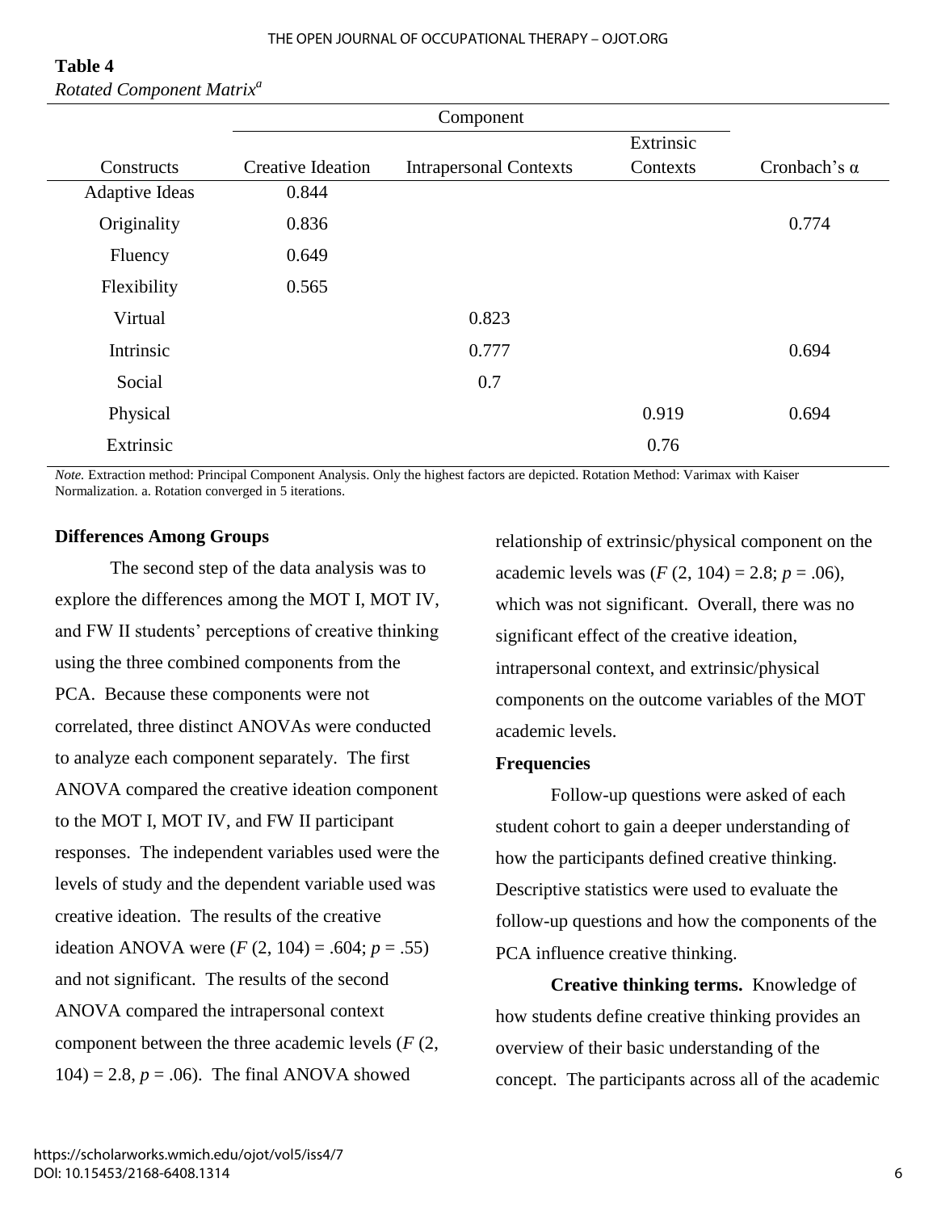**Table 4**

*Rotated Component Matrix*[a]

| | Component | | | |
|---|---|---|---|---|
| Constructs | Creative Ideation | Intrapersonal Contexts | Extrinsic Contexts | Cronbach's α |
| Adaptive Ideas | 0.844 | | | |
| Originality | 0.836 | | | 0.774 |
| Fluency | 0.649 | | | |
| Flexibility | 0.565 | | | |
| Virtual | | 0.823 | | |
| Intrinsic | | 0.777 | | 0.694 |
| Social | | 0.7 | | |
| Physical | | | 0.919 | 0.694 |
| Extrinsic | | | 0.76 | |

*Note.* Extraction method: Principal Component Analysis. Only the highest factors are depicted. Rotation Method: Varimax with Kaiser Normalization. a. Rotation converged in 5 iterations.

### Differences Among Groups

The second step of the data analysis was to explore the differences among the MOT I, MOT IV, and FW II students' perceptions of creative thinking using the three combined components from the PCA. Because these components were not correlated, three distinct ANOVAs were conducted to analyze each component separately. The first ANOVA compared the creative ideation component to the MOT I, MOT IV, and FW II participant responses. The independent variables used were the levels of study and the dependent variable used was creative ideation. The results of the creative ideation ANOVA were ($F$ (2, 104) = .604; $p$ = .55) and not significant. The results of the second ANOVA compared the intrapersonal context component between the three academic levels ($F$ (2, 104) = 2.8, $p$ = .06). The final ANOVA showed relationship of extrinsic/physical component on the academic levels was ($F$ (2, 104) = 2.8; $p$ = .06), which was not significant. Overall, there was no significant effect of the creative ideation, intrapersonal context, and extrinsic/physical components on the outcome variables of the MOT academic levels.

### Frequencies

Follow-up questions were asked of each student cohort to gain a deeper understanding of how the participants defined creative thinking. Descriptive statistics were used to evaluate the follow-up questions and how the components of the PCA influence creative thinking.

**Creative thinking terms.** Knowledge of how students define creative thinking provides an overview of their basic understanding of the concept. The participants across all of the academic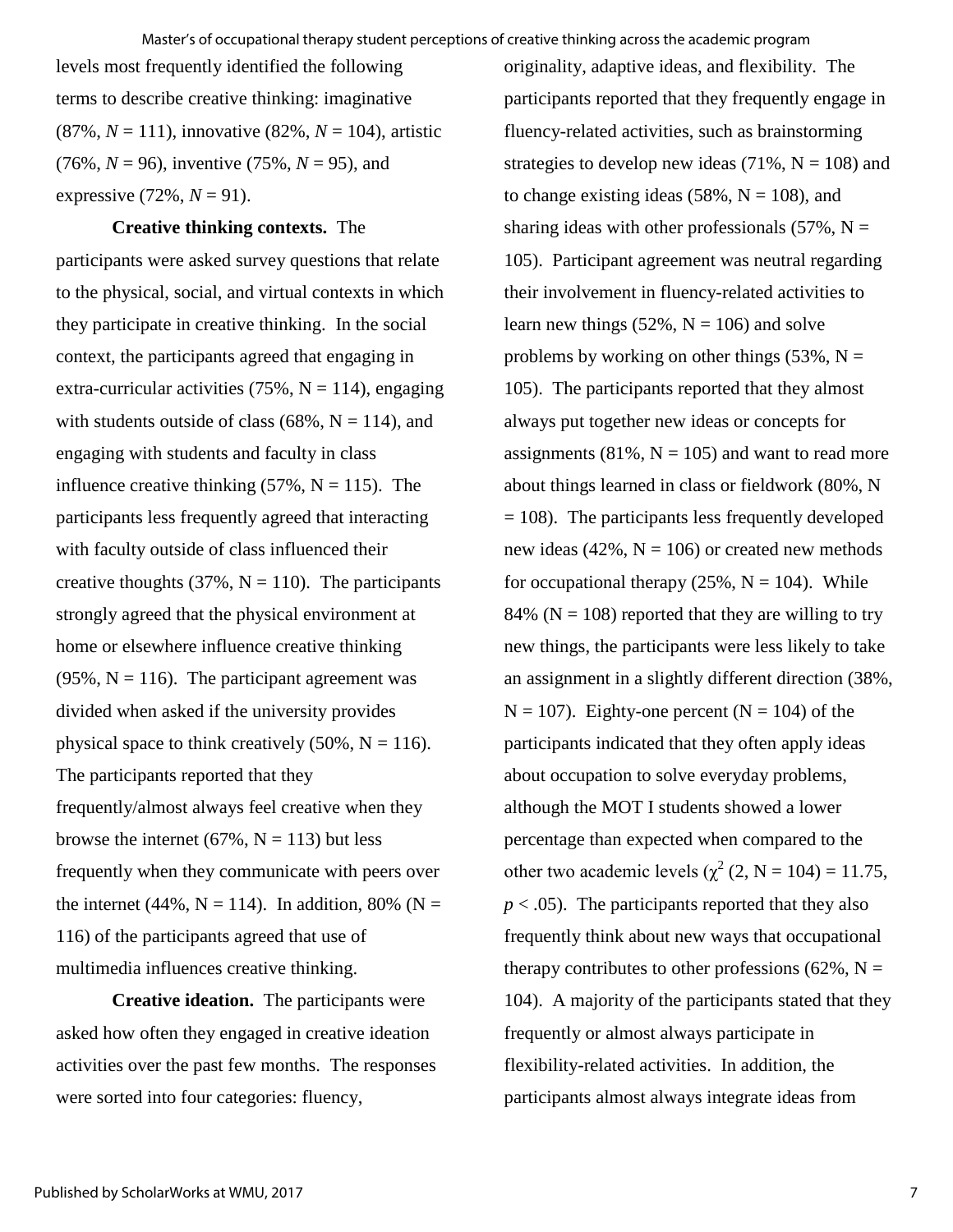levels most frequently identified the following terms to describe creative thinking: imaginative (87%, $N$ = 111), innovative (82%, $N$ = 104), artistic (76%, $N$ = 96), inventive (75%, $N$ = 95), and expressive (72%, $N$ = 91).

**Creative thinking contexts.** The participants were asked survey questions that relate to the physical, social, and virtual contexts in which they participate in creative thinking. In the social context, the participants agreed that engaging in extra-curricular activities (75%, N = 114), engaging with students outside of class (68%, N = 114), and engaging with students and faculty in class influence creative thinking (57%, N = 115). The participants less frequently agreed that interacting with faculty outside of class influenced their creative thoughts (37%, N = 110). The participants strongly agreed that the physical environment at home or elsewhere influence creative thinking (95%, N = 116). The participant agreement was divided when asked if the university provides physical space to think creatively (50%, N = 116). The participants reported that they frequently/almost always feel creative when they browse the internet (67%, N = 113) but less frequently when they communicate with peers over the internet (44%, N = 114). In addition, 80% (N = 116) of the participants agreed that use of multimedia influences creative thinking.

**Creative ideation.** The participants were asked how often they engaged in creative ideation activities over the past few months. The responses were sorted into four categories: fluency, originality, adaptive ideas, and flexibility. The participants reported that they frequently engage in fluency-related activities, such as brainstorming strategies to develop new ideas (71%, N = 108) and to change existing ideas (58%, N = 108), and sharing ideas with other professionals (57%, N = 105). Participant agreement was neutral regarding their involvement in fluency-related activities to learn new things (52%, N = 106) and solve problems by working on other things (53%, N = 105). The participants reported that they almost always put together new ideas or concepts for assignments (81%, N = 105) and want to read more about things learned in class or fieldwork (80%, N = 108). The participants less frequently developed new ideas (42%, N = 106) or created new methods for occupational therapy (25%, N = 104). While 84% (N = 108) reported that they are willing to try new things, the participants were less likely to take an assignment in a slightly different direction (38%, N = 107). Eighty-one percent (N = 104) of the participants indicated that they often apply ideas about occupation to solve everyday problems, although the MOT I students showed a lower percentage than expected when compared to the other two academic levels ($\chi^2$ (2, N = 104) = 11.75, $p < .05$). The participants reported that they also frequently think about new ways that occupational therapy contributes to other professions (62%, N = 104). A majority of the participants stated that they frequently or almost always participate in flexibility-related activities. In addition, the participants almost always integrate ideas from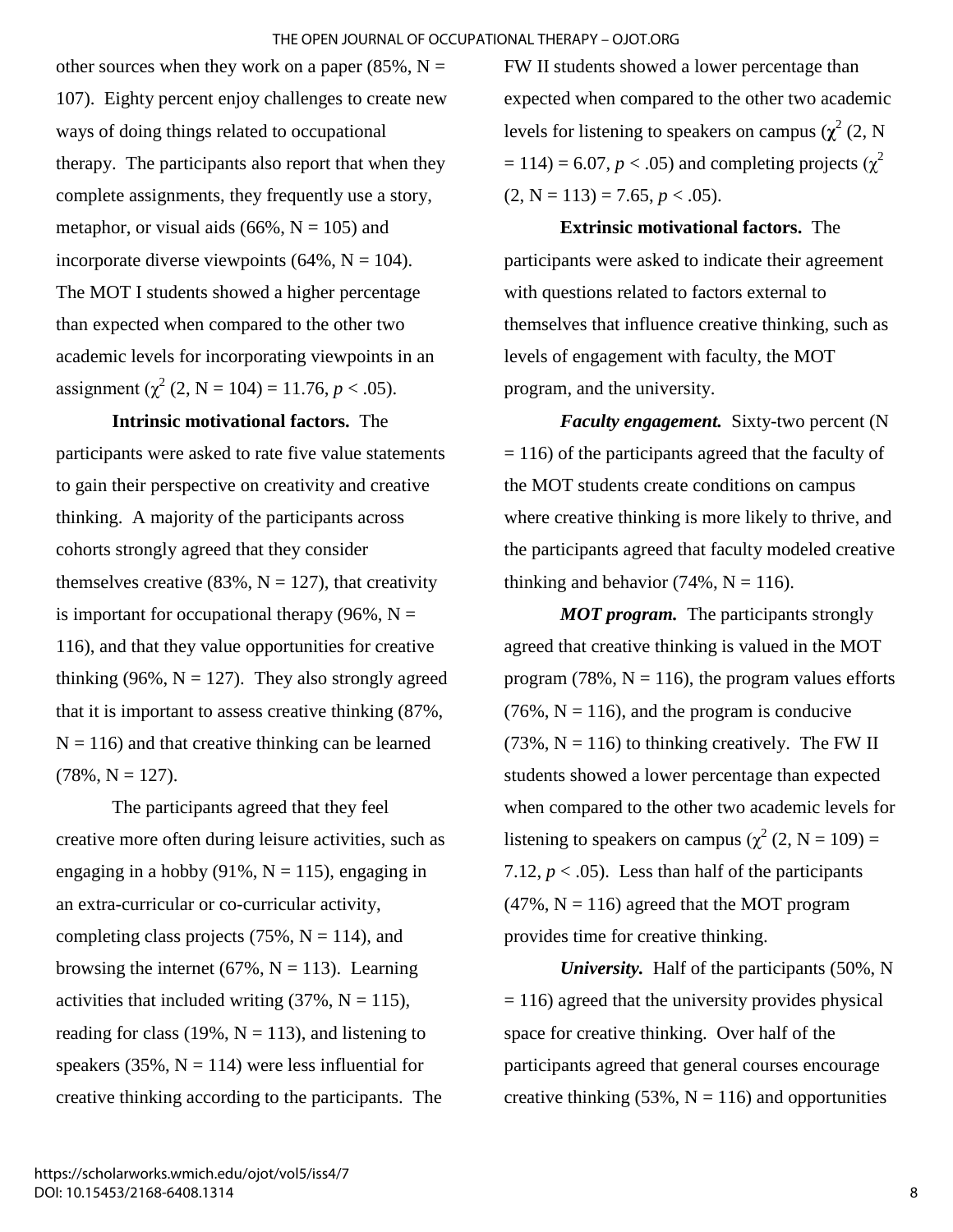other sources when they work on a paper (85%, N = 107). Eighty percent enjoy challenges to create new ways of doing things related to occupational therapy. The participants also report that when they complete assignments, they frequently use a story, metaphor, or visual aids (66%, N = 105) and incorporate diverse viewpoints (64%, N = 104). The MOT I students showed a higher percentage than expected when compared to the other two academic levels for incorporating viewpoints in an assignment ($\chi^2$ (2, N = 104) = 11.76, $p < .05$).

**Intrinsic motivational factors.** The participants were asked to rate five value statements to gain their perspective on creativity and creative thinking. A majority of the participants across cohorts strongly agreed that they consider themselves creative (83%, N = 127), that creativity is important for occupational therapy (96%, N = 116), and that they value opportunities for creative thinking (96%, N = 127). They also strongly agreed that it is important to assess creative thinking (87%, N = 116) and that creative thinking can be learned (78%, N = 127).

The participants agreed that they feel creative more often during leisure activities, such as engaging in a hobby (91%, N = 115), engaging in an extra-curricular or co-curricular activity, completing class projects (75%, N = 114), and browsing the internet (67%, N = 113). Learning activities that included writing (37%, N = 115), reading for class (19%, N = 113), and listening to speakers (35%, N = 114) were less influential for creative thinking according to the participants. The FW II students showed a lower percentage than expected when compared to the other two academic levels for listening to speakers on campus ($\chi^2$ (2, N = 114) = 6.07, $p < .05$) and completing projects ($\chi^2$ (2, N = 113) = 7.65, $p < .05$).

**Extrinsic motivational factors.** The participants were asked to indicate their agreement with questions related to factors external to themselves that influence creative thinking, such as levels of engagement with faculty, the MOT program, and the university.

***Faculty engagement.*** Sixty-two percent (N = 116) of the participants agreed that the faculty of the MOT students create conditions on campus where creative thinking is more likely to thrive, and the participants agreed that faculty modeled creative thinking and behavior (74%, N = 116).

***MOT program.*** The participants strongly agreed that creative thinking is valued in the MOT program (78%, N = 116), the program values efforts (76%, N = 116), and the program is conducive (73%, N = 116) to thinking creatively. The FW II students showed a lower percentage than expected when compared to the other two academic levels for listening to speakers on campus ($\chi^2$ (2, N = 109) = 7.12, $p < .05$). Less than half of the participants (47%, N = 116) agreed that the MOT program provides time for creative thinking.

***University.*** Half of the participants (50%, N = 116) agreed that the university provides physical space for creative thinking. Over half of the participants agreed that general courses encourage creative thinking (53%, N = 116) and opportunities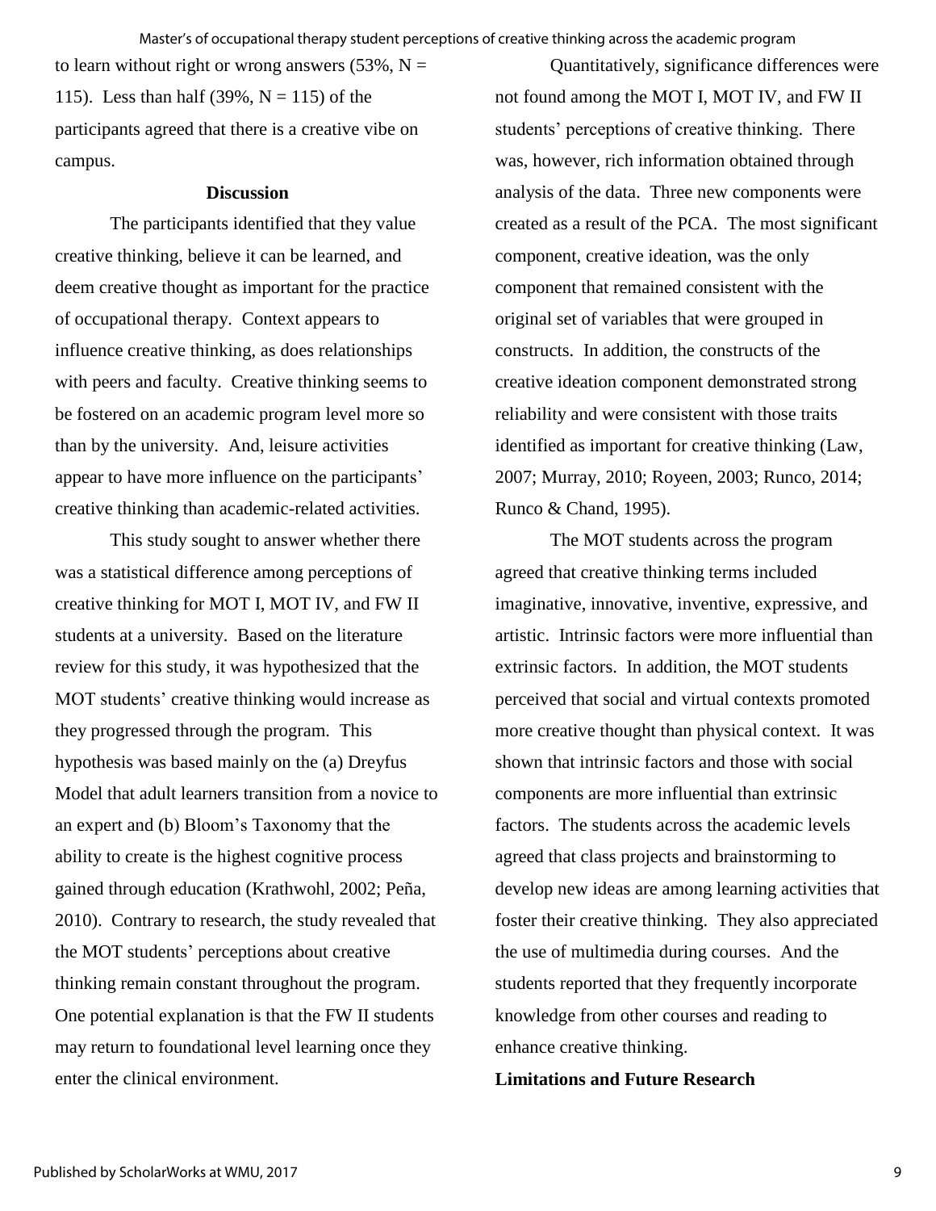to learn without right or wrong answers (53%, N = 115). Less than half (39%, N = 115) of the participants agreed that there is a creative vibe on campus.

## Discussion

The participants identified that they value creative thinking, believe it can be learned, and deem creative thought as important for the practice of occupational therapy. Context appears to influence creative thinking, as does relationships with peers and faculty. Creative thinking seems to be fostered on an academic program level more so than by the university. And, leisure activities appear to have more influence on the participants' creative thinking than academic-related activities.

This study sought to answer whether there was a statistical difference among perceptions of creative thinking for MOT I, MOT IV, and FW II students at a university. Based on the literature review for this study, it was hypothesized that the MOT students' creative thinking would increase as they progressed through the program. This hypothesis was based mainly on the (a) Dreyfus Model that adult learners transition from a novice to an expert and (b) Bloom's Taxonomy that the ability to create is the highest cognitive process gained through education (Krathwohl, 2002; Peña, 2010). Contrary to research, the study revealed that the MOT students' perceptions about creative thinking remain constant throughout the program. One potential explanation is that the FW II students may return to foundational level learning once they enter the clinical environment.

Quantitatively, significance differences were not found among the MOT I, MOT IV, and FW II students' perceptions of creative thinking. There was, however, rich information obtained through analysis of the data. Three new components were created as a result of the PCA. The most significant component, creative ideation, was the only component that remained consistent with the original set of variables that were grouped in constructs. In addition, the constructs of the creative ideation component demonstrated strong reliability and were consistent with those traits identified as important for creative thinking (Law, 2007; Murray, 2010; Royeen, 2003; Runco, 2014; Runco & Chand, 1995).

The MOT students across the program agreed that creative thinking terms included imaginative, innovative, inventive, expressive, and artistic. Intrinsic factors were more influential than extrinsic factors. In addition, the MOT students perceived that social and virtual contexts promoted more creative thought than physical context. It was shown that intrinsic factors and those with social components are more influential than extrinsic factors. The students across the academic levels agreed that class projects and brainstorming to develop new ideas are among learning activities that foster their creative thinking. They also appreciated the use of multimedia during courses. And the students reported that they frequently incorporate knowledge from other courses and reading to enhance creative thinking.

### Limitations and Future Research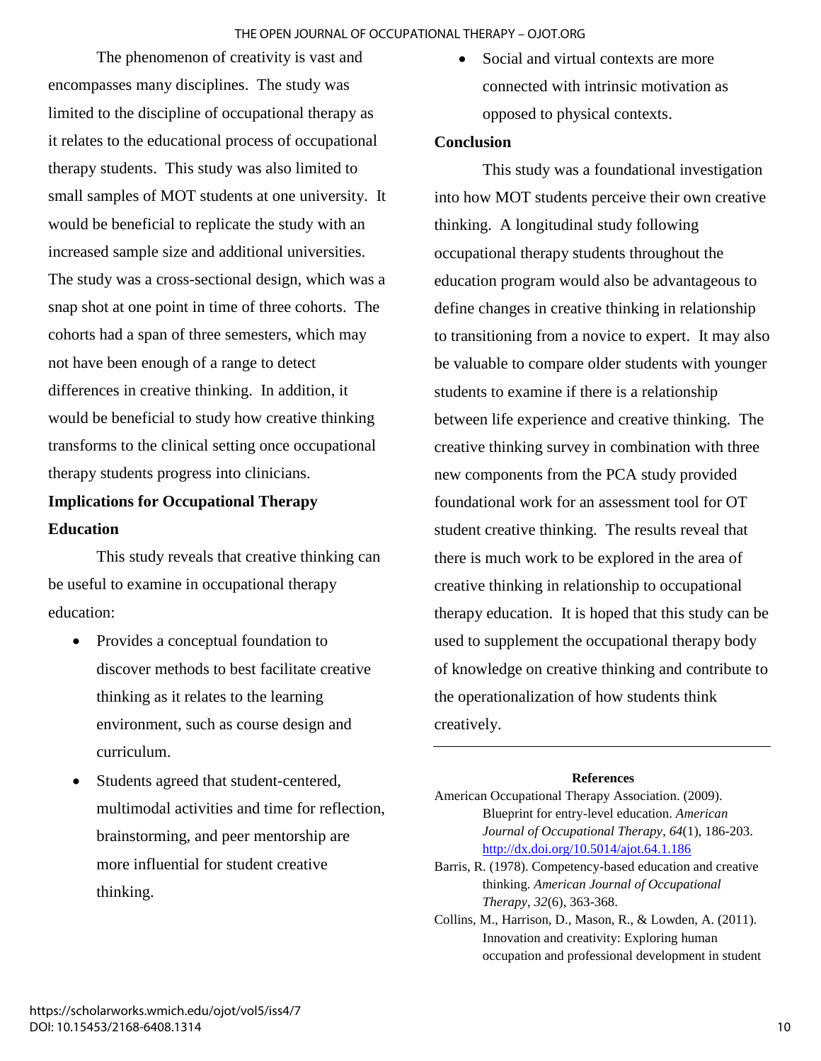The phenomenon of creativity is vast and encompasses many disciplines. The study was limited to the discipline of occupational therapy as it relates to the educational process of occupational therapy students. This study was also limited to small samples of MOT students at one university. It would be beneficial to replicate the study with an increased sample size and additional universities. The study was a cross-sectional design, which was a snap shot at one point in time of three cohorts. The cohorts had a span of three semesters, which may not have been enough of a range to detect differences in creative thinking. In addition, it would be beneficial to study how creative thinking transforms to the clinical setting once occupational therapy students progress into clinicians.

**Implications for Occupational Therapy Education**

This study reveals that creative thinking can be useful to examine in occupational therapy education:

- Provides a conceptual foundation to discover methods to best facilitate creative thinking as it relates to the learning environment, such as course design and curriculum.
- Students agreed that student-centered, multimodal activities and time for reflection, brainstorming, and peer mentorship are more influential for student creative thinking.
- Social and virtual contexts are more connected with intrinsic motivation as opposed to physical contexts.

**Conclusion**

This study was a foundational investigation into how MOT students perceive their own creative thinking. A longitudinal study following occupational therapy students throughout the education program would also be advantageous to define changes in creative thinking in relationship to transitioning from a novice to expert. It may also be valuable to compare older students with younger students to examine if there is a relationship between life experience and creative thinking. The creative thinking survey in combination with three new components from the PCA study provided foundational work for an assessment tool for OT student creative thinking. The results reveal that there is much work to be explored in the area of creative thinking in relationship to occupational therapy education. It is hoped that this study can be used to supplement the occupational therapy body of knowledge on creative thinking and contribute to the operationalization of how students think creatively.

---

**References**

American Occupational Therapy Association. (2009). Blueprint for entry-level education. *American Journal of Occupational Therapy*, *64*(1), 186-203. http://dx.doi.org/10.5014/ajot.64.1.186

Barris, R. (1978). Competency-based education and creative thinking. *American Journal of Occupational Therapy*, *32*(6), 363-368.

Collins, M., Harrison, D., Mason, R., & Lowden, A. (2011). Innovation and creativity: Exploring human occupation and professional development in student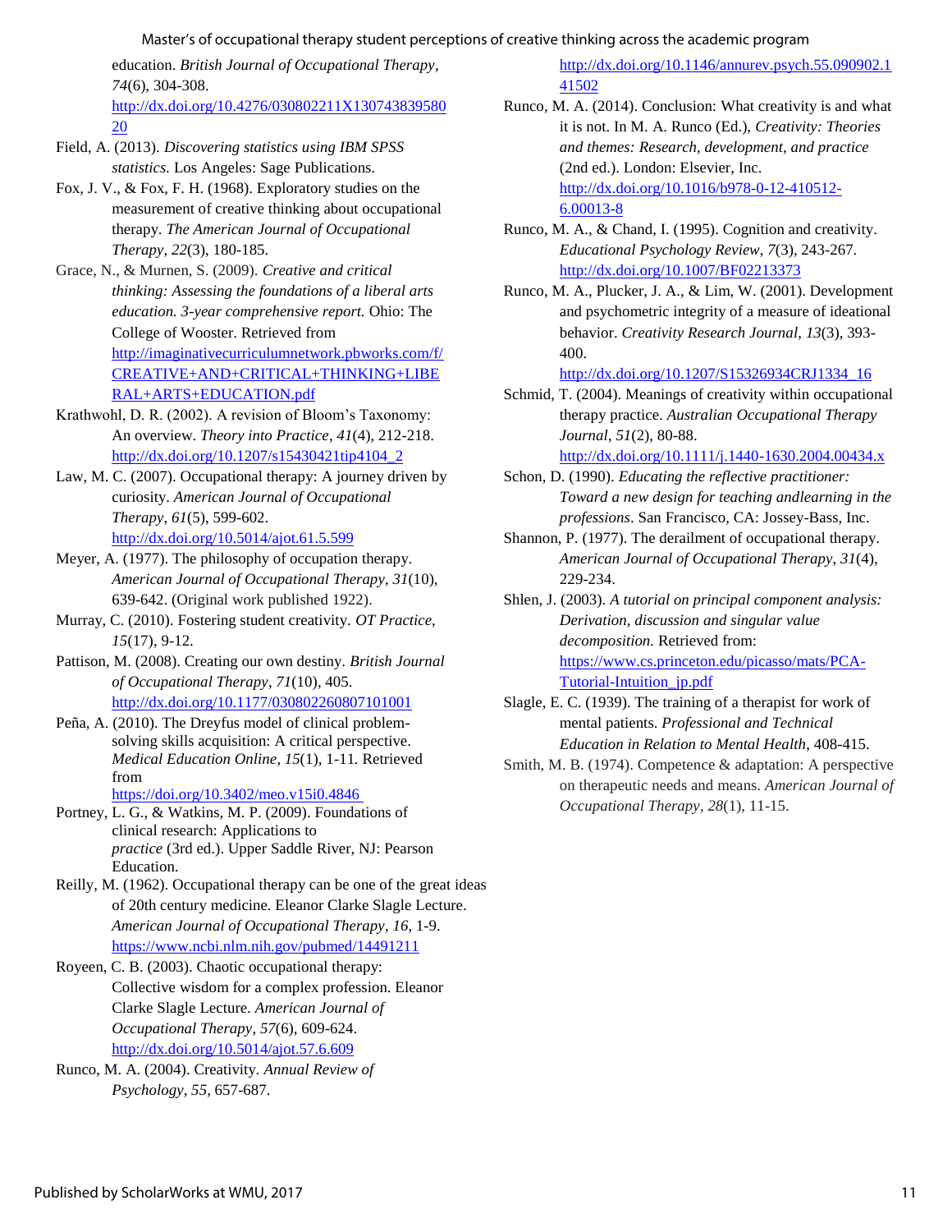education. *British Journal of Occupational Therapy*, *74*(6), 304-308. http://dx.doi.org/10.4276/030802211X13074383958020

Field, A. (2013). *Discovering statistics using IBM SPSS statistics.* Los Angeles: Sage Publications.

Fox, J. V., & Fox, F. H. (1968). Exploratory studies on the measurement of creative thinking about occupational therapy. *The American Journal of Occupational Therapy*, *22*(3), 180-185.

Grace, N., & Murnen, S. (2009). *Creative and critical thinking: Assessing the foundations of a liberal arts education. 3-year comprehensive report.* Ohio: The College of Wooster. Retrieved from http://imaginativecurriculumnetwork.pbworks.com/f/CREATIVE+AND+CRITICAL+THINKING+LIBERAL+ARTS+EDUCATION.pdf

Krathwohl, D. R. (2002). A revision of Bloom's Taxonomy: An overview. *Theory into Practice*, *41*(4), 212-218. http://dx.doi.org/10.1207/s15430421tip4104_2

Law, M. C. (2007). Occupational therapy: A journey driven by curiosity. *American Journal of Occupational Therapy*, *61*(5), 599-602. http://dx.doi.org/10.5014/ajot.61.5.599

Meyer, A. (1977). The philosophy of occupation therapy. *American Journal of Occupational Therapy*, *31*(10), 639-642. (Original work published 1922).

Murray, C. (2010). Fostering student creativity. *OT Practice*, *15*(17), 9-12.

Pattison, M. (2008). Creating our own destiny. *British Journal of Occupational Therapy*, *71*(10), 405. http://dx.doi.org/10.1177/030802260807101001

Peña, A. (2010). The Dreyfus model of clinical problem-solving skills acquisition: A critical perspective. *Medical Education Online*, *15*(1), 1-11. Retrieved from https://doi.org/10.3402/meo.v15i0.4846

Portney, L. G., & Watkins, M. P. (2009). Foundations of clinical research: Applications to *practice* (3rd ed.). Upper Saddle River, NJ: Pearson Education.

Reilly, M. (1962). Occupational therapy can be one of the great ideas of 20th century medicine. Eleanor Clarke Slagle Lecture. *American Journal of Occupational Therapy*, *16*, 1-9. https://www.ncbi.nlm.nih.gov/pubmed/14491211

Royeen, C. B. (2003). Chaotic occupational therapy: Collective wisdom for a complex profession. Eleanor Clarke Slagle Lecture. *American Journal of Occupational Therapy*, *57*(6), 609-624. http://dx.doi.org/10.5014/ajot.57.6.609

Runco, M. A. (2004). Creativity. *Annual Review of Psychology*, *55*, 657-687. http://dx.doi.org/10.1146/annurev.psych.55.090902.141502

Runco, M. A. (2014). Conclusion: What creativity is and what it is not. In M. A. Runco (Ed.), *Creativity: Theories and themes: Research, development, and practice* (2nd ed.). London: Elsevier, Inc. http://dx.doi.org/10.1016/b978-0-12-410512-6.00013-8

Runco, M. A., & Chand, I. (1995). Cognition and creativity. *Educational Psychology Review*, *7*(3), 243-267. http://dx.doi.org/10.1007/BF02213373

Runco, M. A., Plucker, J. A., & Lim, W. (2001). Development and psychometric integrity of a measure of ideational behavior. *Creativity Research Journal*, *13*(3), 393-400. http://dx.doi.org/10.1207/S15326934CRJ1334_16

Schmid, T. (2004). Meanings of creativity within occupational therapy practice. *Australian Occupational Therapy Journal*, *51*(2), 80-88. http://dx.doi.org/10.1111/j.1440-1630.2004.00434.x

Schon, D. (1990). *Educating the reflective practitioner: Toward a new design for teaching andlearning in the professions*. San Francisco, CA: Jossey-Bass, Inc.

Shannon, P. (1977). The derailment of occupational therapy. *American Journal of Occupational Therapy*, *31*(4), 229-234.

Shlen, J. (2003). *A tutorial on principal component analysis: Derivation, discussion and singular value decomposition.* Retrieved from: https://www.cs.princeton.edu/picasso/mats/PCA-Tutorial-Intuition_jp.pdf

Slagle, E. C. (1939). The training of a therapist for work of mental patients. *Professional and Technical Education in Relation to Mental Health*, 408-415.

Smith, M. B. (1974). Competence & adaptation: A perspective on therapeutic needs and means. *American Journal of Occupational Therapy*, *28*(1), 11-15.